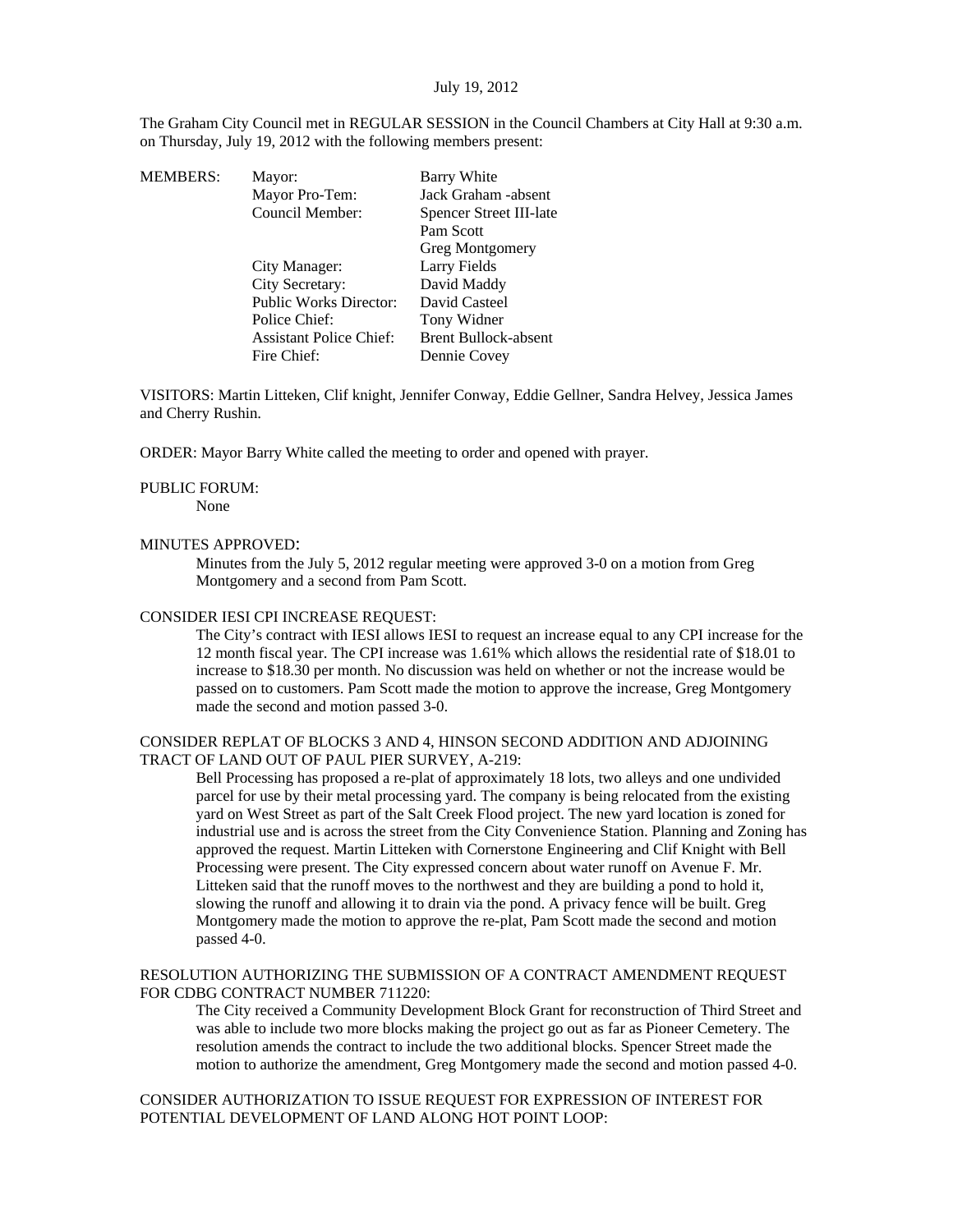July 19, 2012

The Graham City Council met in REGULAR SESSION in the Council Chambers at City Hall at 9:30 a.m. on Thursday, July 19, 2012 with the following members present:

| MEMBERS: | Mayor: | Barry White |
|---|---|---|
| | Mayor Pro-Tem: | Jack Graham -absent |
| | Council Member: | Spencer Street III-late |
| | | Pam Scott |
| | | Greg Montgomery |
| | City Manager: | Larry Fields |
| | City Secretary: | David Maddy |
| | Public Works Director: | David Casteel |
| | Police Chief: | Tony Widner |
| | Assistant Police Chief: | Brent Bullock-absent |
| | Fire Chief: | Dennie Covey |

VISITORS: Martin Litteken, Clif knight, Jennifer Conway, Eddie Gellner, Sandra Helvey, Jessica James and Cherry Rushin.

ORDER: Mayor Barry White called the meeting to order and opened with prayer.

PUBLIC FORUM:

None

MINUTES APPROVED:

Minutes from the July 5, 2012 regular meeting were approved 3-0 on a motion from Greg Montgomery and a second from Pam Scott.

CONSIDER IESI CPI INCREASE REQUEST:

The City's contract with IESI allows IESI to request an increase equal to any CPI increase for the 12 month fiscal year. The CPI increase was 1.61% which allows the residential rate of $18.01 to increase to $18.30 per month. No discussion was held on whether or not the increase would be passed on to customers. Pam Scott made the motion to approve the increase, Greg Montgomery made the second and motion passed 3-0.

CONSIDER REPLAT OF BLOCKS 3 AND 4, HINSON SECOND ADDITION AND ADJOINING TRACT OF LAND OUT OF PAUL PIER SURVEY, A-219:

Bell Processing has proposed a re-plat of approximately 18 lots, two alleys and one undivided parcel for use by their metal processing yard. The company is being relocated from the existing yard on West Street as part of the Salt Creek Flood project. The new yard location is zoned for industrial use and is across the street from the City Convenience Station. Planning and Zoning has approved the request. Martin Litteken with Cornerstone Engineering and Clif Knight with Bell Processing were present. The City expressed concern about water runoff on Avenue F. Mr. Litteken said that the runoff moves to the northwest and they are building a pond to hold it, slowing the runoff and allowing it to drain via the pond. A privacy fence will be built. Greg Montgomery made the motion to approve the re-plat, Pam Scott made the second and motion passed 4-0.

RESOLUTION AUTHORIZING THE SUBMISSION OF A CONTRACT AMENDMENT REQUEST FOR CDBG CONTRACT NUMBER 711220:

The City received a Community Development Block Grant for reconstruction of Third Street and was able to include two more blocks making the project go out as far as Pioneer Cemetery. The resolution amends the contract to include the two additional blocks. Spencer Street made the motion to authorize the amendment, Greg Montgomery made the second and motion passed 4-0.

CONSIDER AUTHORIZATION TO ISSUE REQUEST FOR EXPRESSION OF INTEREST FOR POTENTIAL DEVELOPMENT OF LAND ALONG HOT POINT LOOP: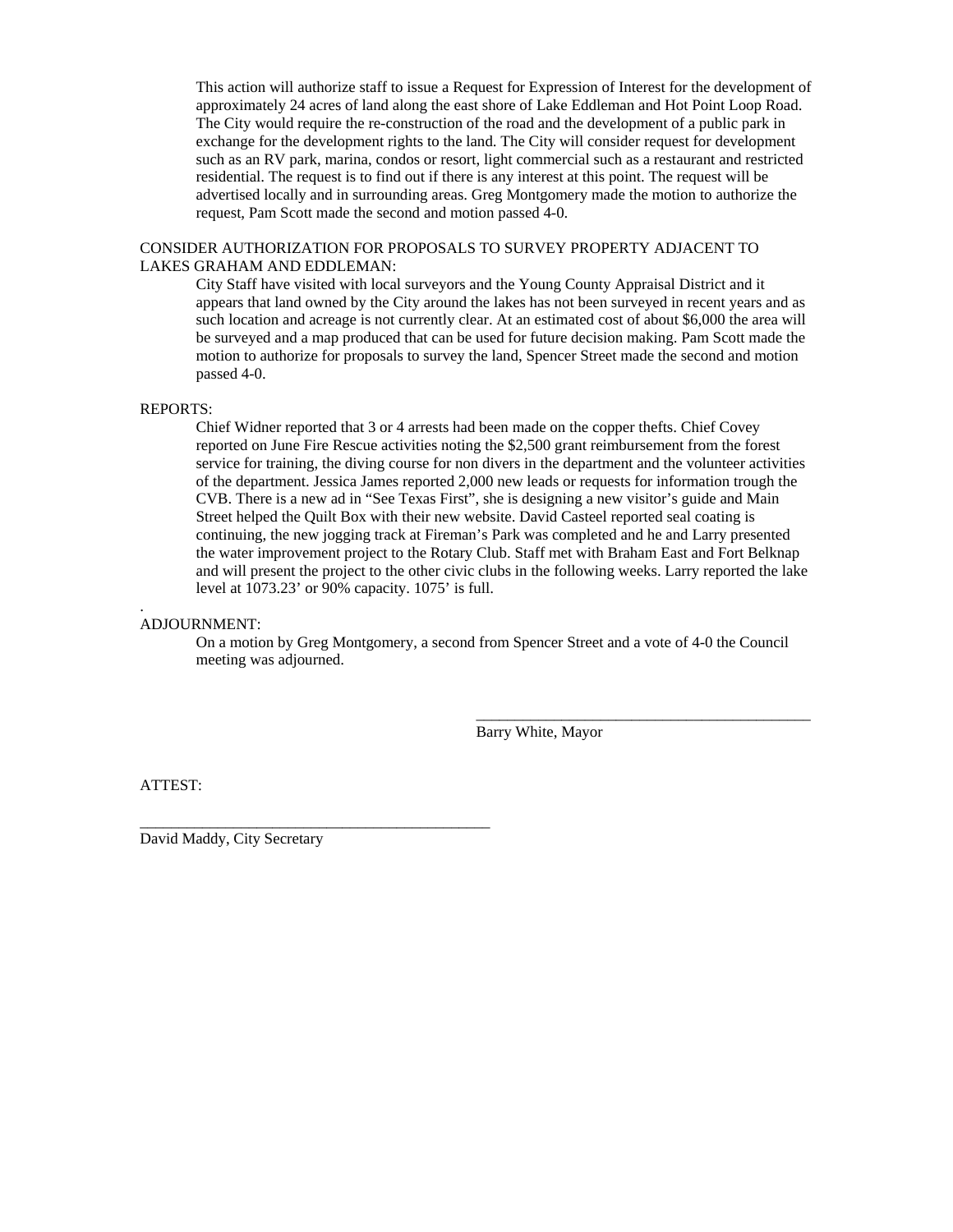This action will authorize staff to issue a Request for Expression of Interest for the development of approximately 24 acres of land along the east shore of Lake Eddleman and Hot Point Loop Road. The City would require the re-construction of the road and the development of a public park in exchange for the development rights to the land. The City will consider request for development such as an RV park, marina, condos or resort, light commercial such as a restaurant and restricted residential. The request is to find out if there is any interest at this point. The request will be advertised locally and in surrounding areas. Greg Montgomery made the motion to authorize the request, Pam Scott made the second and motion passed 4-0.

CONSIDER AUTHORIZATION FOR PROPOSALS TO SURVEY PROPERTY ADJACENT TO LAKES GRAHAM AND EDDLEMAN:

City Staff have visited with local surveyors and the Young County Appraisal District and it appears that land owned by the City around the lakes has not been surveyed in recent years and as such location and acreage is not currently clear. At an estimated cost of about $6,000 the area will be surveyed and a map produced that can be used for future decision making. Pam Scott made the motion to authorize for proposals to survey the land, Spencer Street made the second and motion passed 4-0.

REPORTS:

Chief Widner reported that 3 or 4 arrests had been made on the copper thefts. Chief Covey reported on June Fire Rescue activities noting the $2,500 grant reimbursement from the forest service for training, the diving course for non divers in the department and the volunteer activities of the department. Jessica James reported 2,000 new leads or requests for information trough the CVB. There is a new ad in "See Texas First", she is designing a new visitor's guide and Main Street helped the Quilt Box with their new website. David Casteel reported seal coating is continuing, the new jogging track at Fireman's Park was completed and he and Larry presented the water improvement project to the Rotary Club. Staff met with Braham East and Fort Belknap and will present the project to the other civic clubs in the following weeks. Larry reported the lake level at 1073.23' or 90% capacity. 1075' is full.

.

ADJOURNMENT:

On a motion by Greg Montgomery, a second from Spencer Street and a vote of 4-0 the Council meeting was adjourned.

\_\_\_\_\_\_\_\_\_\_\_\_\_\_\_\_\_\_\_\_\_\_\_\_\_\_\_\_\_\_\_\_\_\_\_\_\_\_\_\_\_\_\_\_

Barry White, Mayor

ATTEST:

\_\_\_\_\_\_\_\_\_\_\_\_\_\_\_\_\_\_\_\_\_\_\_\_\_\_\_\_\_\_\_\_\_\_\_\_\_\_\_\_\_\_\_\_

David Maddy, City Secretary